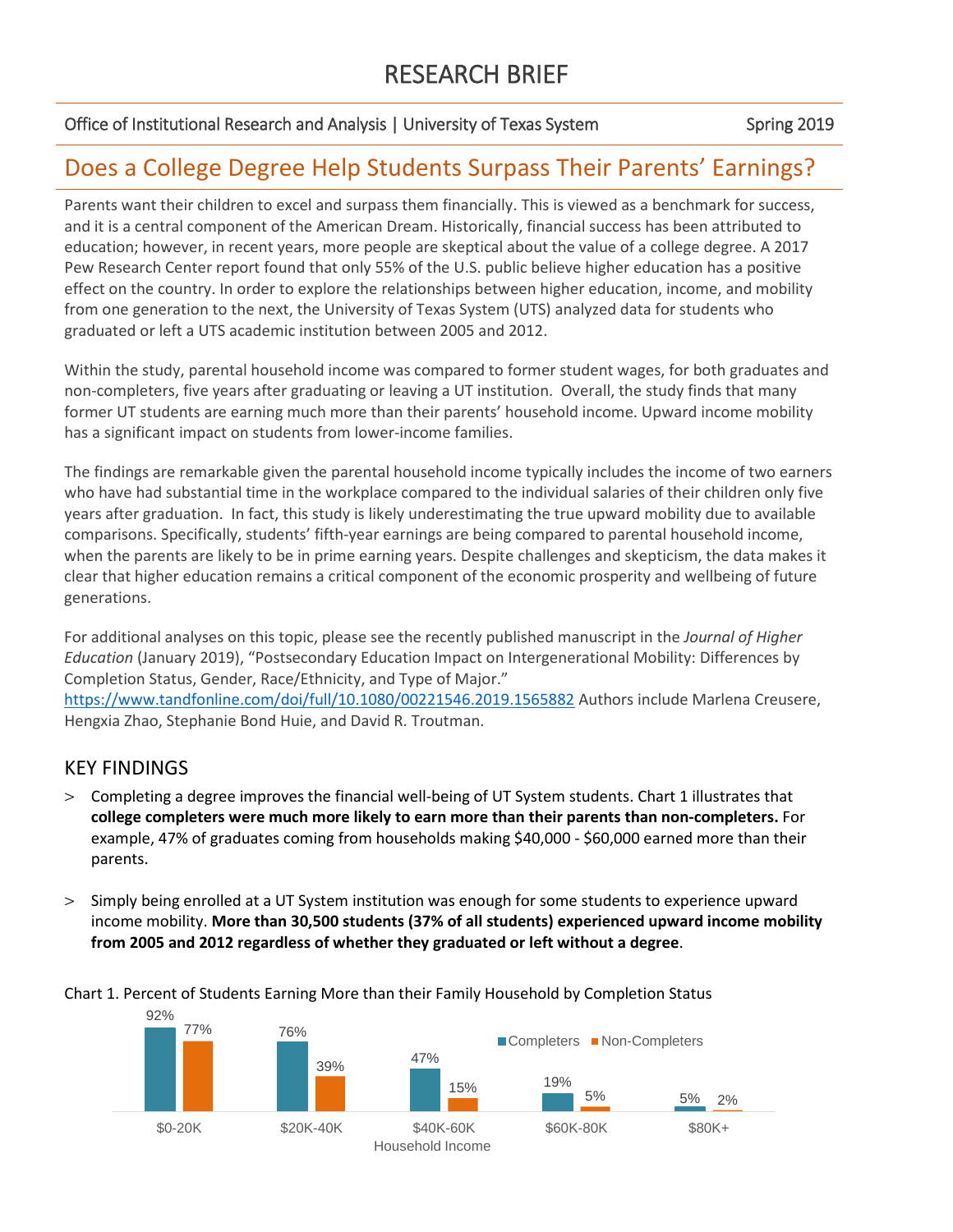# RESEARCH BRIEF

Office of Institutional Research and Analysis | University of Texas System — Spring 2019

## Does a College Degree Help Students Surpass Their Parents' Earnings?

Parents want their children to excel and surpass them financially. This is viewed as a benchmark for success, and it is a central component of the American Dream. Historically, financial success has been attributed to education; however, in recent years, more people are skeptical about the value of a college degree. A 2017 Pew Research Center report found that only 55% of the U.S. public believe higher education has a positive effect on the country. In order to explore the relationships between higher education, income, and mobility from one generation to the next, the University of Texas System (UTS) analyzed data for students who graduated or left a UTS academic institution between 2005 and 2012.

Within the study, parental household income was compared to former student wages, for both graduates and non-completers, five years after graduating or leaving a UT institution. Overall, the study finds that many former UT students are earning much more than their parents' household income. Upward income mobility has a significant impact on students from lower-income families.

The findings are remarkable given the parental household income typically includes the income of two earners who have had substantial time in the workplace compared to the individual salaries of their children only five years after graduation. In fact, this study is likely underestimating the true upward mobility due to available comparisons. Specifically, students' fifth-year earnings are being compared to parental household income, when the parents are likely to be in prime earning years. Despite challenges and skepticism, the data makes it clear that higher education remains a critical component of the economic prosperity and wellbeing of future generations.

For additional analyses on this topic, please see the recently published manuscript in the *Journal of Higher Education* (January 2019), "Postsecondary Education Impact on Intergenerational Mobility: Differences by Completion Status, Gender, Race/Ethnicity, and Type of Major."
https://www.tandfonline.com/doi/full/10.1080/00221546.2019.1565882 Authors include Marlena Creusere, Hengxia Zhao, Stephanie Bond Huie, and David R. Troutman.

## KEY FINDINGS

> Completing a degree improves the financial well-being of UT System students. Chart 1 illustrates that **college completers were much more likely to earn more than their parents than non-completers.** For example, 47% of graduates coming from households making $40,000 - $60,000 earned more than their parents.

> Simply being enrolled at a UT System institution was enough for some students to experience upward income mobility. **More than 30,500 students (37% of all students) experienced upward income mobility from 2005 and 2012 regardless of whether they graduated or left without a degree**.

Chart 1. Percent of Students Earning More than their Family Household by Completion Status

Completers
Non-Completers

$0-20K: 92%, 77%
$20K-40K: 76%, 39%
$40K-60K: 47%, 15%
$60K-80K: 19%, 5%
$80K+: 5%, 2%

Household Income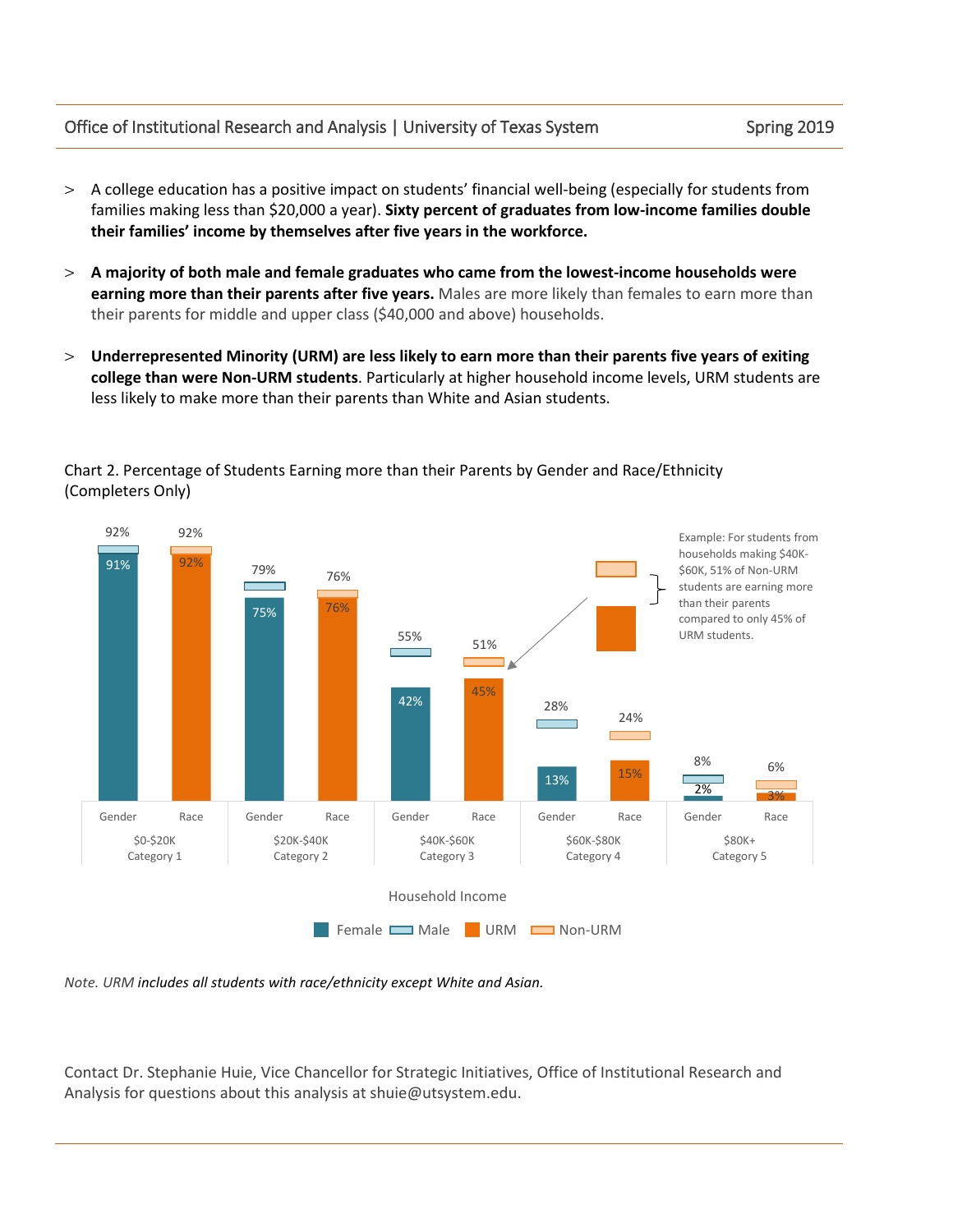- A college education has a positive impact on students' financial well-being (especially for students from families making less than $20,000 a year). **Sixty percent of graduates from low-income families double their families' income by themselves after five years in the workforce.**

- **A majority of both male and female graduates who came from the lowest-income households were earning more than their parents after five years.** Males are more likely than females to earn more than their parents for middle and upper class ($40,000 and above) households.

- **Underrepresented Minority (URM) are less likely to earn more than their parents five years of exiting college than were Non-URM students**. Particularly at higher household income levels, URM students are less likely to make more than their parents than White and Asian students.

Chart 2. Percentage of Students Earning more than their Parents by Gender and Race/Ethnicity (Completers Only)

92%
91%
92%
92%
79%
75%
76%
76%
55%
42%
51%
45%
28%
13%
24%
15%
8%
2%
6%
3%

Example: For students from households making $40K-$60K, 51% of Non-URM students are earning more than their parents compared to only 45% of URM students.

Gender
Race
$0-$20K
Category 1
$20K-$40K
Category 2
$40K-$60K
Category 3
$60K-$80K
Category 4
$80K+
Category 5

Household Income

Female
Male
URM
Non-URM

*Note. URM includes all students with race/ethnicity except White and Asian.*

Contact Dr. Stephanie Huie, Vice Chancellor for Strategic Initiatives, Office of Institutional Research and Analysis for questions about this analysis at shuie@utsystem.edu.